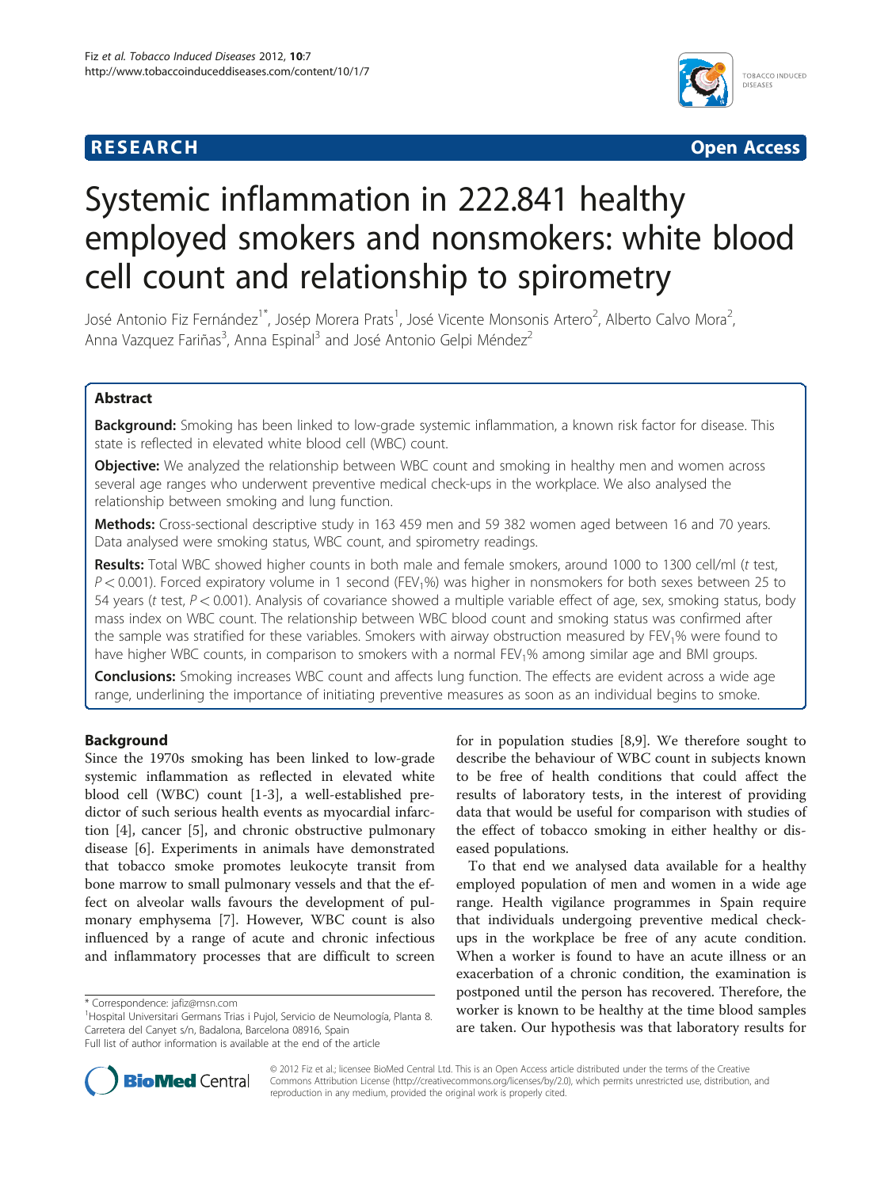**RESEARCH** **Open Access**

# Systemic inflammation in 222.841 healthy employed smokers and nonsmokers: white blood cell count and relationship to spirometry

José Antonio Fiz Fernández[1*], Josép Morera Prats[1], José Vicente Monsonis Artero[2], Alberto Calvo Mora[2], Anna Vazquez Fariñas[3], Anna Espinal[3] and José Antonio Gelpi Méndez[2]

## Abstract

**Background:** Smoking has been linked to low-grade systemic inflammation, a known risk factor for disease. This state is reflected in elevated white blood cell (WBC) count.

**Objective:** We analyzed the relationship between WBC count and smoking in healthy men and women across several age ranges who underwent preventive medical check-ups in the workplace. We also analysed the relationship between smoking and lung function.

**Methods:** Cross-sectional descriptive study in 163 459 men and 59 382 women aged between 16 and 70 years. Data analysed were smoking status, WBC count, and spirometry readings.

**Results:** Total WBC showed higher counts in both male and female smokers, around 1000 to 1300 cell/ml (*t* test, $P < 0.001$). Forced expiratory volume in 1 second ($FEV_1$%) was higher in nonsmokers for both sexes between 25 to 54 years (*t* test, $P < 0.001$). Analysis of covariance showed a multiple variable effect of age, sex, smoking status, body mass index on WBC count. The relationship between WBC blood count and smoking status was confirmed after the sample was stratified for these variables. Smokers with airway obstruction measured by $FEV_1$% were found to have higher WBC counts, in comparison to smokers with a normal $FEV_1$% among similar age and BMI groups.

**Conclusions:** Smoking increases WBC count and affects lung function. The effects are evident across a wide age range, underlining the importance of initiating preventive measures as soon as an individual begins to smoke.

## Background

Since the 1970s smoking has been linked to low-grade systemic inflammation as reflected in elevated white blood cell (WBC) count [1-3], a well-established predictor of such serious health events as myocardial infarction [4], cancer [5], and chronic obstructive pulmonary disease [6]. Experiments in animals have demonstrated that tobacco smoke promotes leukocyte transit from bone marrow to small pulmonary vessels and that the effect on alveolar walls favours the development of pulmonary emphysema [7]. However, WBC count is also influenced by a range of acute and chronic infectious and inflammatory processes that are difficult to screen for in population studies [8,9]. We therefore sought to describe the behaviour of WBC count in subjects known to be free of health conditions that could affect the results of laboratory tests, in the interest of providing data that would be useful for comparison with studies of the effect of tobacco smoking in either healthy or diseased populations.

To that end we analysed data available for a healthy employed population of men and women in a wide age range. Health vigilance programmes in Spain require that individuals undergoing preventive medical check-ups in the workplace be free of any acute condition. When a worker is found to have an acute illness or an exacerbation of a chronic condition, the examination is postponed until the person has recovered. Therefore, the worker is known to be healthy at the time blood samples are taken. Our hypothesis was that laboratory results for

\* Correspondence: jafiz@msn.com
[1]Hospital Universitari Germans Trias i Pujol, Servicio de Neumología, Planta 8. Carretera del Canyet s/n, Badalona, Barcelona 08916, Spain
Full list of author information is available at the end of the article

© 2012 Fiz et al.; licensee BioMed Central Ltd. This is an Open Access article distributed under the terms of the Creative Commons Attribution License (http://creativecommons.org/licenses/by/2.0), which permits unrestricted use, distribution, and reproduction in any medium, provided the original work is properly cited.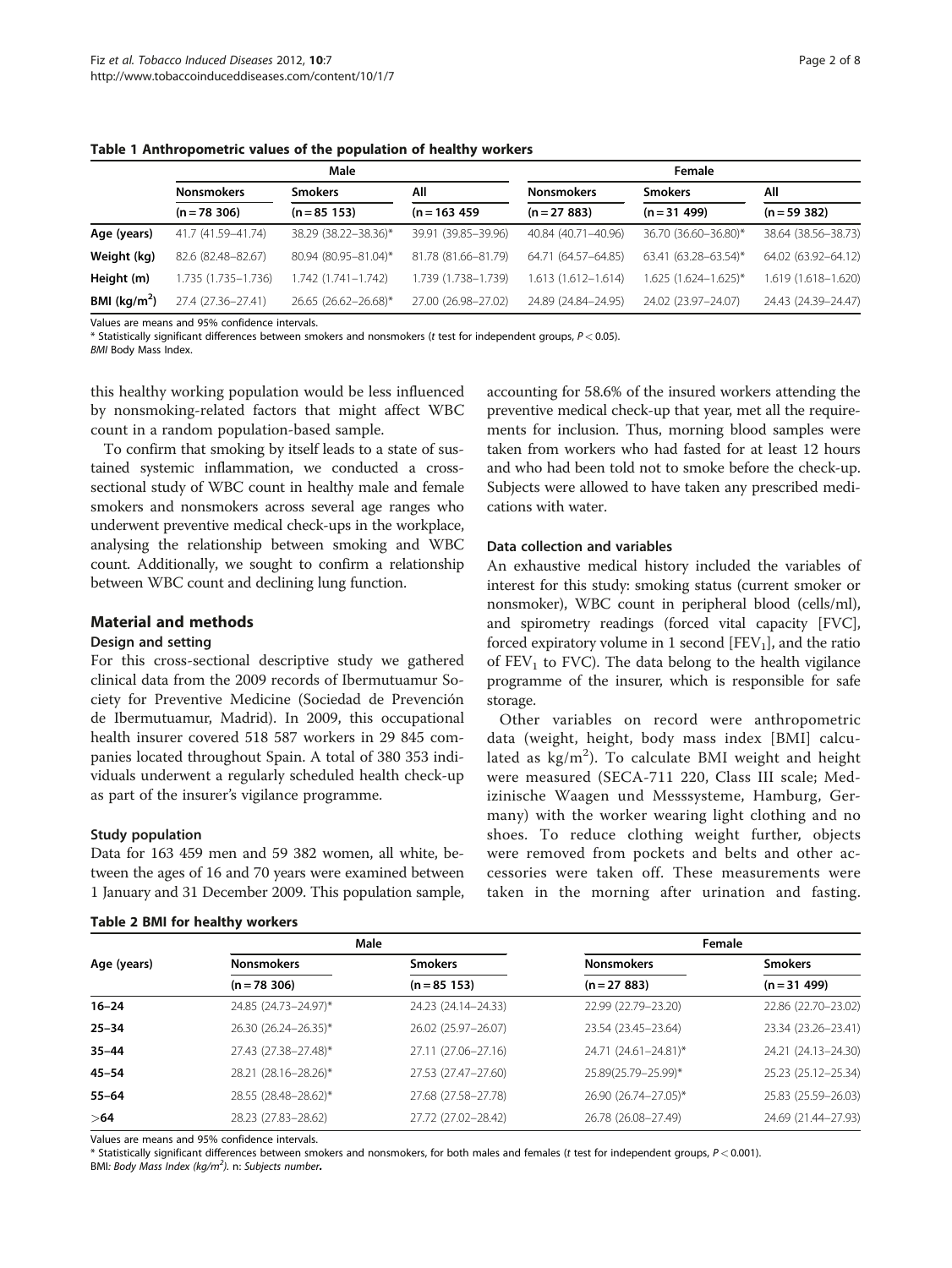**Table 1 Anthropometric values of the population of healthy workers**

| | Male | | | Female | | |
|---|---|---|---|---|---|---|
| | Nonsmokers | Smokers | All | Nonsmokers | Smokers | All |
| | (n = 78 306) | (n = 85 153) | (n = 163 459 | (n = 27 883) | (n = 31 499) | (n = 59 382) |
| **Age (years)** | 41.7 (41.59–41.74) | 38.29 (38.22–38.36)* | 39.91 (39.85–39.96) | 40.84 (40.71–40.96) | 36.70 (36.60–36.80)* | 38.64 (38.56–38.73) |
| **Weight (kg)** | 82.6 (82.48–82.67) | 80.94 (80.95–81.04)* | 81.78 (81.66–81.79) | 64.71 (64.57–64.85) | 63.41 (63.28–63.54)* | 64.02 (63.92–64.12) |
| **Height (m)** | 1.735 (1.735–1.736) | 1.742 (1.741–1.742) | 1.739 (1.738–1.739) | 1.613 (1.612–1.614) | 1.625 (1.624–1.625)* | 1.619 (1.618–1.620) |
| **BMI (kg/m$^2$)** | 27.4 (27.36–27.41) | 26.65 (26.62–26.68)* | 27.00 (26.98–27.02) | 24.89 (24.84–24.95) | 24.02 (23.97–24.07) | 24.43 (24.39–24.47) |

Values are means and 95% confidence intervals.
\* Statistically significant differences between smokers and nonsmokers (*t* test for independent groups, $P < 0.05$).
*BMI* Body Mass Index.

this healthy working population would be less influenced by nonsmoking-related factors that might affect WBC count in a random population-based sample.

To confirm that smoking by itself leads to a state of sustained systemic inflammation, we conducted a cross-sectional study of WBC count in healthy male and female smokers and nonsmokers across several age ranges who underwent preventive medical check-ups in the workplace, analysing the relationship between smoking and WBC count. Additionally, we sought to confirm a relationship between WBC count and declining lung function.

## Material and methods

### Design and setting

For this cross-sectional descriptive study we gathered clinical data from the 2009 records of Ibermutuamur Society for Preventive Medicine (Sociedad de Prevención de Ibermutuamur, Madrid). In 2009, this occupational health insurer covered 518 587 workers in 29 845 companies located throughout Spain. A total of 380 353 individuals underwent a regularly scheduled health check-up as part of the insurer's vigilance programme.

### Study population

Data for 163 459 men and 59 382 women, all white, between the ages of 16 and 70 years were examined between 1 January and 31 December 2009. This population sample, accounting for 58.6% of the insured workers attending the preventive medical check-up that year, met all the requirements for inclusion. Thus, morning blood samples were taken from workers who had fasted for at least 12 hours and who had been told not to smoke before the check-up. Subjects were allowed to have taken any prescribed medications with water.

### Data collection and variables

An exhaustive medical history included the variables of interest for this study: smoking status (current smoker or nonsmoker), WBC count in peripheral blood (cells/ml), and spirometry readings (forced vital capacity [FVC], forced expiratory volume in 1 second [$FEV_1$], and the ratio of $FEV_1$ to FVC). The data belong to the health vigilance programme of the insurer, which is responsible for safe storage.

Other variables on record were anthropometric data (weight, height, body mass index [BMI] calculated as kg/m$^2$). To calculate BMI weight and height were measured (SECA-711 220, Class III scale; Medizinische Waagen und Messsysteme, Hamburg, Germany) with the worker wearing light clothing and no shoes. To reduce clothing weight further, objects were removed from pockets and belts and other accessories were taken off. These measurements were taken in the morning after urination and fasting.

**Table 2 BMI for healthy workers**

| Age (years) | Male | | Female | |
|---|---|---|---|---|
| | Nonsmokers | Smokers | Nonsmokers | Smokers |
| | (n = 78 306) | (n = 85 153) | (n = 27 883) | (n = 31 499) |
| **16–24** | 24.85 (24.73–24.97)* | 24.23 (24.14–24.33) | 22.99 (22.79–23.20) | 22.86 (22.70–23.02) |
| **25–34** | 26.30 (26.24–26.35)* | 26.02 (25.97–26.07) | 23.54 (23.45–23.64) | 23.34 (23.26–23.41) |
| **35–44** | 27.43 (27.38–27.48)* | 27.11 (27.06–27.16) | 24.71 (24.61–24.81)* | 24.21 (24.13–24.30) |
| **45–54** | 28.21 (28.16–28.26)* | 27.53 (27.47–27.60) | 25.89(25.79–25.99)* | 25.23 (25.12–25.34) |
| **55–64** | 28.55 (28.48–28.62)* | 27.68 (27.58–27.78) | 26.90 (26.74–27.05)* | 25.83 (25.59–26.03) |
| **>64** | 28.23 (27.83–28.62) | 27.72 (27.02–28.42) | 26.78 (26.08–27.49) | 24.69 (21.44–27.93) |

Values are means and 95% confidence intervals.
\* Statistically significant differences between smokers and nonsmokers, for both males and females (*t* test for independent groups, $P < 0.001$).
BMI: *Body Mass Index (kg/m$^2$)*. n: *Subjects number*.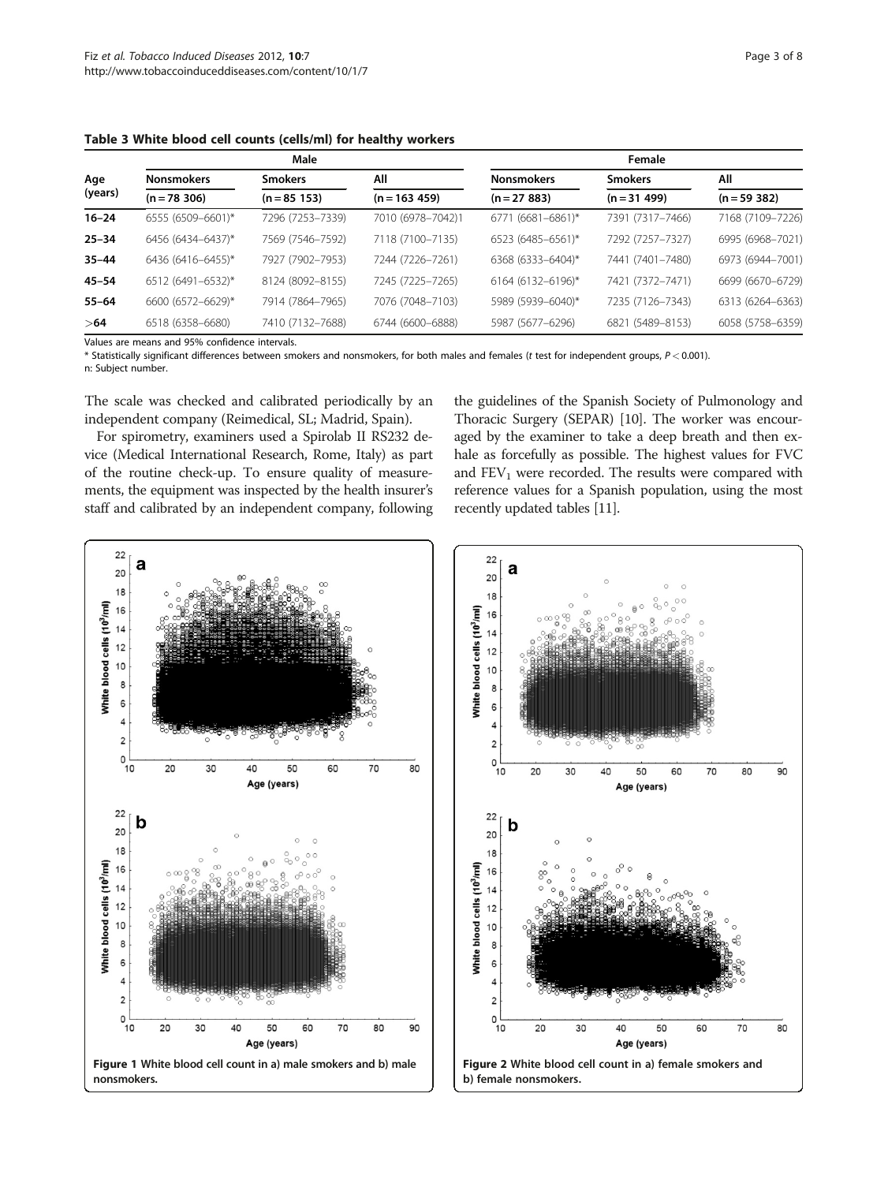**Table 3 White blood cell counts (cells/ml) for healthy workers**

| Age (years) | Male | | | Female | | |
|---|---|---|---|---|---|---|
| | Nonsmokers | Smokers | All | Nonsmokers | Smokers | All |
| | (n = 78 306) | (n = 85 153) | (n = 163 459) | (n = 27 883) | (n = 31 499) | (n = 59 382) |
| **16–24** | 6555 (6509–6601)* | 7296 (7253–7339) | 7010 (6978–7042)1 | 6771 (6681–6861)* | 7391 (7317–7466) | 7168 (7109–7226) |
| **25–34** | 6456 (6434–6437)* | 7569 (7546–7592) | 7118 (7100–7135) | 6523 (6485–6561)* | 7292 (7257–7327) | 6995 (6968–7021) |
| **35–44** | 6436 (6416–6455)* | 7927 (7902–7953) | 7244 (7226–7261) | 6368 (6333–6404)* | 7441 (7401–7480) | 6973 (6944–7001) |
| **45–54** | 6512 (6491–6532)* | 8124 (8092–8155) | 7245 (7225–7265) | 6164 (6132–6196)* | 7421 (7372–7471) | 6699 (6670–6729) |
| **55–64** | 6600 (6572–6629)* | 7914 (7864–7965) | 7076 (7048–7103) | 5989 (5939–6040)* | 7235 (7126–7343) | 6313 (6264–6363) |
| **>64** | 6518 (6358–6680) | 7410 (7132–7688) | 6744 (6600–6888) | 5987 (5677–6296) | 6821 (5489–8153) | 6058 (5758–6359) |

Values are means and 95% confidence intervals.

* Statistically significant differences between smokers and nonsmokers, for both males and females (*t* test for independent groups, $P < 0.001$).

n: Subject number.

The scale was checked and calibrated periodically by an independent company (Reimedical, SL; Madrid, Spain).

For spirometry, examiners used a Spirolab II RS232 device (Medical International Research, Rome, Italy) as part of the routine check-up. To ensure quality of measurements, the equipment was inspected by the health insurer's staff and calibrated by an independent company, following the guidelines of the Spanish Society of Pulmonology and Thoracic Surgery (SEPAR) [10]. The worker was encouraged by the examiner to take a deep breath and then exhale as forcefully as possible. The highest values for FVC and $FEV_1$ were recorded. The results were compared with reference values for a Spanish population, using the most recently updated tables [11].

**Figure 1** White blood cell count in a) male smokers and b) male nonsmokers.

**Figure 2** White blood cell count in a) female smokers and b) female nonsmokers.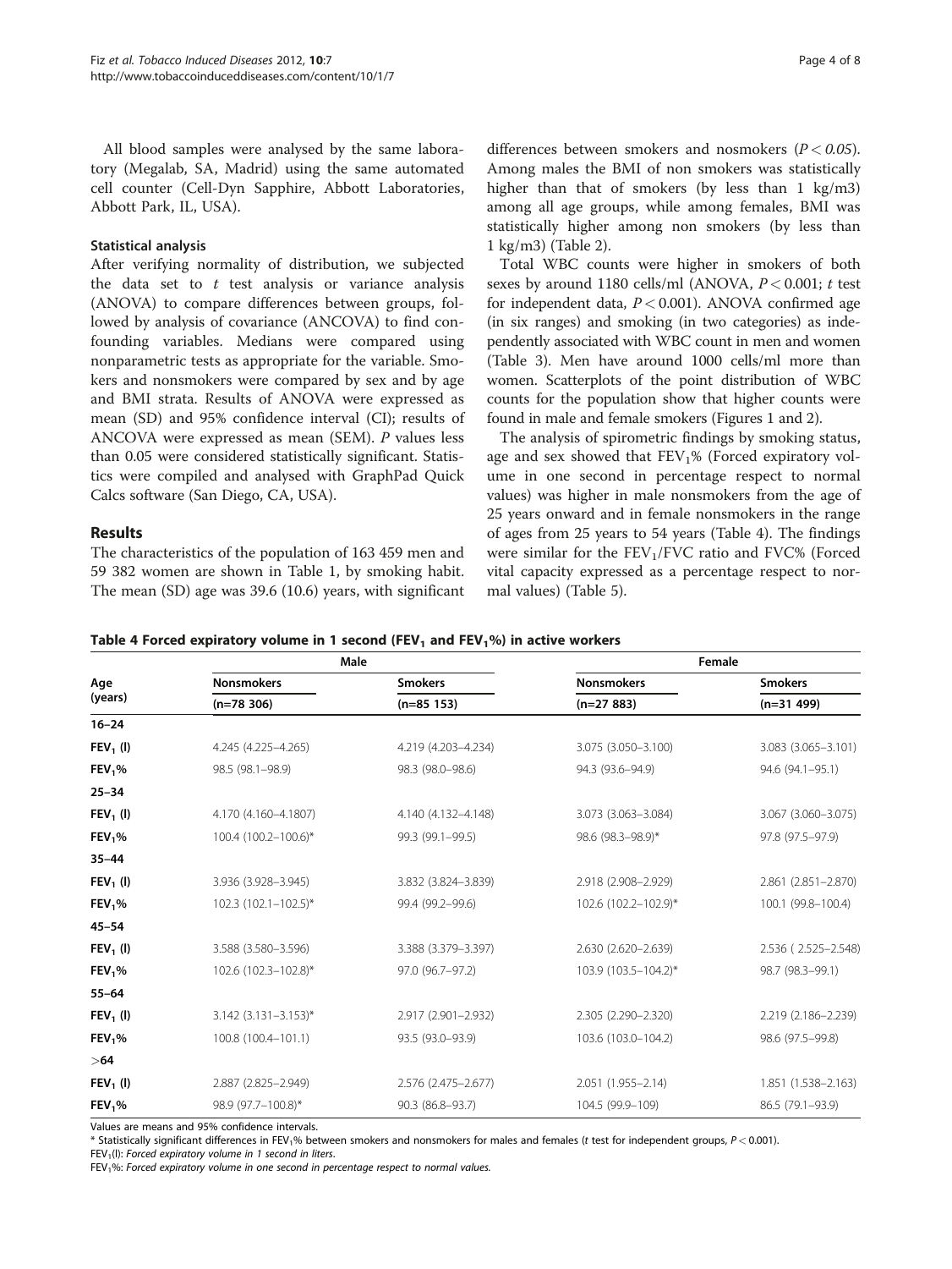All blood samples were analysed by the same laboratory (Megalab, SA, Madrid) using the same automated cell counter (Cell-Dyn Sapphire, Abbott Laboratories, Abbott Park, IL, USA).

### Statistical analysis

After verifying normality of distribution, we subjected the data set to *t* test analysis or variance analysis (ANOVA) to compare differences between groups, followed by analysis of covariance (ANCOVA) to find confounding variables. Medians were compared using nonparametric tests as appropriate for the variable. Smokers and nonsmokers were compared by sex and by age and BMI strata. Results of ANOVA were expressed as mean (SD) and 95% confidence interval (CI); results of ANCOVA were expressed as mean (SEM). *P* values less than 0.05 were considered statistically significant. Statistics were compiled and analysed with GraphPad Quick Calcs software (San Diego, CA, USA).

## Results

The characteristics of the population of 163 459 men and 59 382 women are shown in Table 1, by smoking habit. The mean (SD) age was 39.6 (10.6) years, with significant differences between smokers and nosmokers ($P < 0.05$). Among males the BMI of non smokers was statistically higher than that of smokers (by less than 1 kg/m3) among all age groups, while among females, BMI was statistically higher among non smokers (by less than 1 kg/m3) (Table 2).

Total WBC counts were higher in smokers of both sexes by around 1180 cells/ml (ANOVA, $P < 0.001$; *t* test for independent data, $P < 0.001$). ANOVA confirmed age (in six ranges) and smoking (in two categories) as independently associated with WBC count in men and women (Table 3). Men have around 1000 cells/ml more than women. Scatterplots of the point distribution of WBC counts for the population show that higher counts were found in male and female smokers (Figures 1 and 2).

The analysis of spirometric findings by smoking status, age and sex showed that $FEV_1$% (Forced expiratory volume in one second in percentage respect to normal values) was higher in male nonsmokers from the age of 25 years onward and in female nonsmokers in the range of ages from 25 years to 54 years (Table 4). The findings were similar for the $FEV_1$/FVC ratio and FVC% (Forced vital capacity expressed as a percentage respect to normal values) (Table 5).

**Table 4 Forced expiratory volume in 1 second ($FEV_1$ and $FEV_1$%) in active workers**

| Age (years) | Male | | Female | |
|---|---|---|---|---|
| | Nonsmokers (n=78 306) | Smokers (n=85 153) | Nonsmokers (n=27 883) | Smokers (n=31 499) |
| **16–24** | | | | |
| **$FEV_1$ (l)** | 4.245 (4.225–4.265) | 4.219 (4.203–4.234) | 3.075 (3.050–3.100) | 3.083 (3.065–3.101) |
| **$FEV_1$%** | 98.5 (98.1–98.9) | 98.3 (98.0–98.6) | 94.3 (93.6–94.9) | 94.6 (94.1–95.1) |
| **25–34** | | | | |
| **$FEV_1$ (l)** | 4.170 (4.160–4.1807) | 4.140 (4.132–4.148) | 3.073 (3.063–3.084) | 3.067 (3.060–3.075) |
| **$FEV_1$%** | 100.4 (100.2–100.6)* | 99.3 (99.1–99.5) | 98.6 (98.3–98.9)* | 97.8 (97.5–97.9) |
| **35–44** | | | | |
| **$FEV_1$ (l)** | 3.936 (3.928–3.945) | 3.832 (3.824–3.839) | 2.918 (2.908–2.929) | 2.861 (2.851–2.870) |
| **$FEV_1$%** | 102.3 (102.1–102.5)* | 99.4 (99.2–99.6) | 102.6 (102.2–102.9)* | 100.1 (99.8–100.4) |
| **45–54** | | | | |
| **$FEV_1$ (l)** | 3.588 (3.580–3.596) | 3.388 (3.379–3.397) | 2.630 (2.620–2.639) | 2.536 ( 2.525–2.548) |
| **$FEV_1$%** | 102.6 (102.3–102.8)* | 97.0 (96.7–97.2) | 103.9 (103.5–104.2)* | 98.7 (98.3–99.1) |
| **55–64** | | | | |
| **$FEV_1$ (l)** | 3.142 (3.131–3.153)* | 2.917 (2.901–2.932) | 2.305 (2.290–2.320) | 2.219 (2.186–2.239) |
| **$FEV_1$%** | 100.8 (100.4–101.1) | 93.5 (93.0–93.9) | 103.6 (103.0–104.2) | 98.6 (97.5–99.8) |
| **>64** | | | | |
| **$FEV_1$ (l)** | 2.887 (2.825–2.949) | 2.576 (2.475–2.677) | 2.051 (1.955–2.14) | 1.851 (1.538–2.163) |
| **$FEV_1$%** | 98.9 (97.7–100.8)* | 90.3 (86.8–93.7) | 104.5 (99.9–109) | 86.5 (79.1–93.9) |

Values are means and 95% confidence intervals.

* Statistically significant differences in $FEV_1$% between smokers and nonsmokers for males and females (*t* test for independent groups, $P < 0.001$).

$FEV_1$(l): *Forced expiratory volume in 1 second in liters.*

$FEV_1$%: *Forced expiratory volume in one second in percentage respect to normal values.*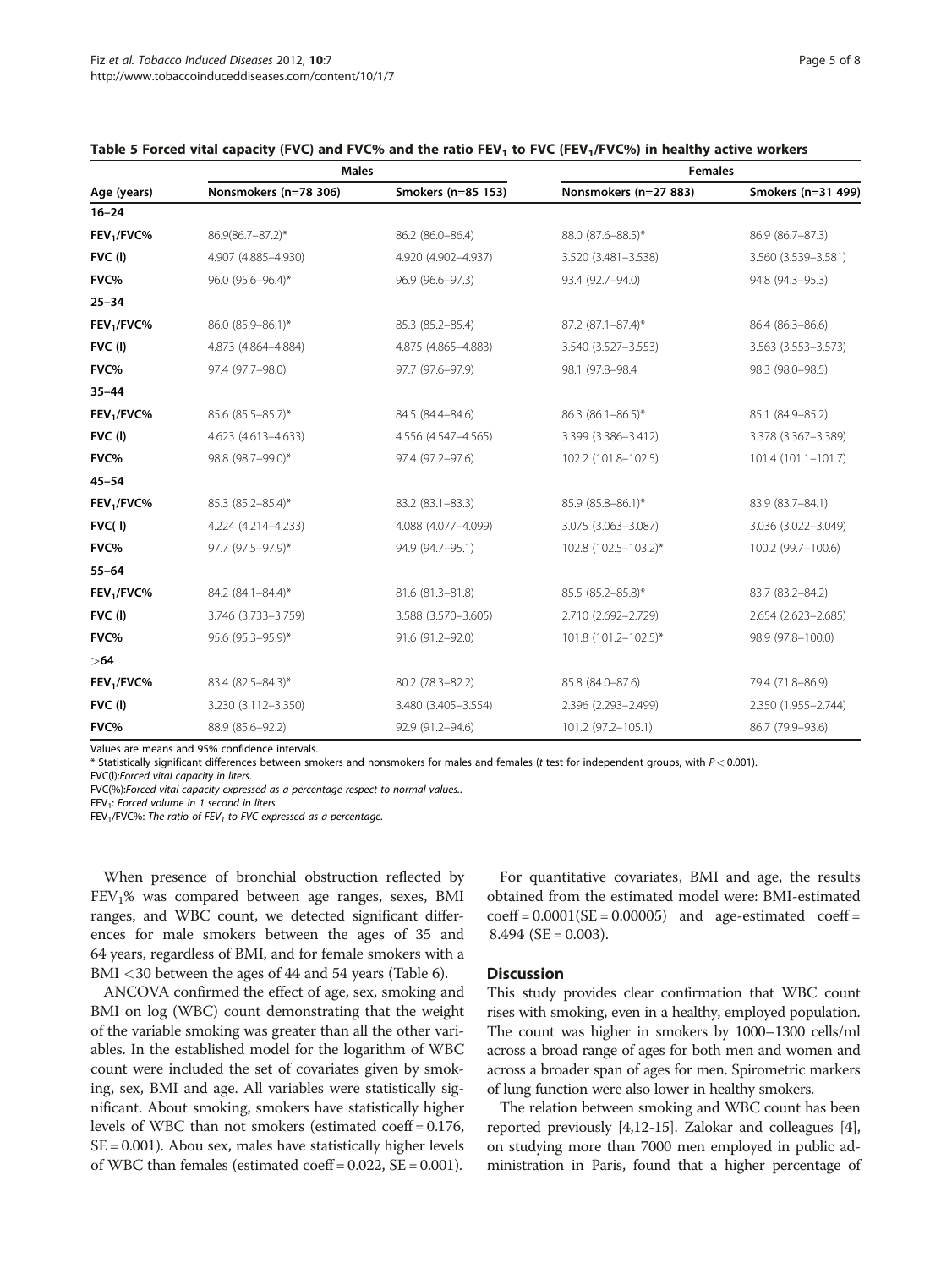Table 5 Forced vital capacity (FVC) and FVC% and the ratio $FEV_1$ to FVC ($FEV_1$/FVC%) in healthy active workers

| Age (years) | Males | | Females | |
|---|---|---|---|---|
| | Nonsmokers (n=78 306) | Smokers (n=85 153) | Nonsmokers (n=27 883) | Smokers (n=31 499) |
| **16–24** | | | | |
| **$FEV_1$/FVC%** | 86.9(86.7–87.2)* | 86.2 (86.0–86.4) | 88.0 (87.6–88.5)* | 86.9 (86.7–87.3) |
| **FVC (l)** | 4.907 (4.885–4.930) | 4.920 (4.902–4.937) | 3.520 (3.481–3.538) | 3.560 (3.539–3.581) |
| **FVC%** | 96.0 (95.6–96.4)* | 96.9 (96.6–97.3) | 93.4 (92.7–94.0) | 94.8 (94.3–95.3) |
| **25–34** | | | | |
| **$FEV_1$/FVC%** | 86.0 (85.9–86.1)* | 85.3 (85.2–85.4) | 87.2 (87.1–87.4)* | 86.4 (86.3–86.6) |
| **FVC (l)** | 4.873 (4.864–4.884) | 4.875 (4.865–4.883) | 3.540 (3.527–3.553) | 3.563 (3.553–3.573) |
| **FVC%** | 97.4 (97.7–98.0) | 97.7 (97.6–97.9) | 98.1 (97.8–98.4 | 98.3 (98.0–98.5) |
| **35–44** | | | | |
| **$FEV_1$/FVC%** | 85.6 (85.5–85.7)* | 84.5 (84.4–84.6) | 86.3 (86.1–86.5)* | 85.1 (84.9–85.2) |
| **FVC (l)** | 4.623 (4.613–4.633) | 4.556 (4.547–4.565) | 3.399 (3.386–3.412) | 3.378 (3.367–3.389) |
| **FVC%** | 98.8 (98.7–99.0)* | 97.4 (97.2–97.6) | 102.2 (101.8–102.5) | 101.4 (101.1–101.7) |
| **45–54** | | | | |
| **$FEV_1$/FVC%** | 85.3 (85.2–85.4)* | 83.2 (83.1–83.3) | 85.9 (85.8–86.1)* | 83.9 (83.7–84.1) |
| **FVC( l)** | 4.224 (4.214–4.233) | 4.088 (4.077–4.099) | 3.075 (3.063–3.087) | 3.036 (3.022–3.049) |
| **FVC%** | 97.7 (97.5–97.9)* | 94.9 (94.7–95.1) | 102.8 (102.5–103.2)* | 100.2 (99.7–100.6) |
| **55–64** | | | | |
| **$FEV_1$/FVC%** | 84.2 (84.1–84.4)* | 81.6 (81.3–81.8) | 85.5 (85.2–85.8)* | 83.7 (83.2–84.2) |
| **FVC (l)** | 3.746 (3.733–3.759) | 3.588 (3.570–3.605) | 2.710 (2.692–2.729) | 2.654 (2.623–2.685) |
| **FVC%** | 95.6 (95.3–95.9)* | 91.6 (91.2–92.0) | 101.8 (101.2–102.5)* | 98.9 (97.8–100.0) |
| **>64** | | | | |
| **$FEV_1$/FVC%** | 83.4 (82.5–84.3)* | 80.2 (78.3–82.2) | 85.8 (84.0–87.6) | 79.4 (71.8–86.9) |
| **FVC (l)** | 3.230 (3.112–3.350) | 3.480 (3.405–3.554) | 2.396 (2.293–2.499) | 2.350 (1.955–2.744) |
| **FVC%** | 88.9 (85.6–92.2) | 92.9 (91.2–94.6) | 101.2 (97.2–105.1) | 86.7 (79.9–93.6) |

Values are means and 95% confidence intervals.

* Statistically significant differences between smokers and nonsmokers for males and females (*t* test for independent groups, with $P < 0.001$).

*FVC(l):Forced vital capacity in liters.*

*FVC(%):Forced vital capacity expressed as a percentage respect to normal values..*

*$FEV_1$: Forced volume in 1 second in liters.*

*$FEV_1$/FVC%: The ratio of $FEV_1$ to FVC expressed as a percentage.*

When presence of bronchial obstruction reflected by $FEV_1$% was compared between age ranges, sexes, BMI ranges, and WBC count, we detected significant differences for male smokers between the ages of 35 and 64 years, regardless of BMI, and for female smokers with a BMI <30 between the ages of 44 and 54 years (Table 6).

ANCOVA confirmed the effect of age, sex, smoking and BMI on log (WBC) count demonstrating that the weight of the variable smoking was greater than all the other variables. In the established model for the logarithm of WBC count were included the set of covariates given by smoking, sex, BMI and age. All variables were statistically significant. About smoking, smokers have statistically higher levels of WBC than not smokers (estimated coeff = 0.176, SE = 0.001). Abou sex, males have statistically higher levels of WBC than females (estimated coeff = 0.022, SE = 0.001).

For quantitative covariates, BMI and age, the results obtained from the estimated model were: BMI-estimated coeff = 0.0001(SE = 0.00005) and age-estimated coeff = 8.494 (SE = 0.003).

## Discussion

This study provides clear confirmation that WBC count rises with smoking, even in a healthy, employed population. The count was higher in smokers by 1000–1300 cells/ml across a broad range of ages for both men and women and across a broader span of ages for men. Spirometric markers of lung function were also lower in healthy smokers.

The relation between smoking and WBC count has been reported previously [4,12-15]. Zalokar and colleagues [4], on studying more than 7000 men employed in public administration in Paris, found that a higher percentage of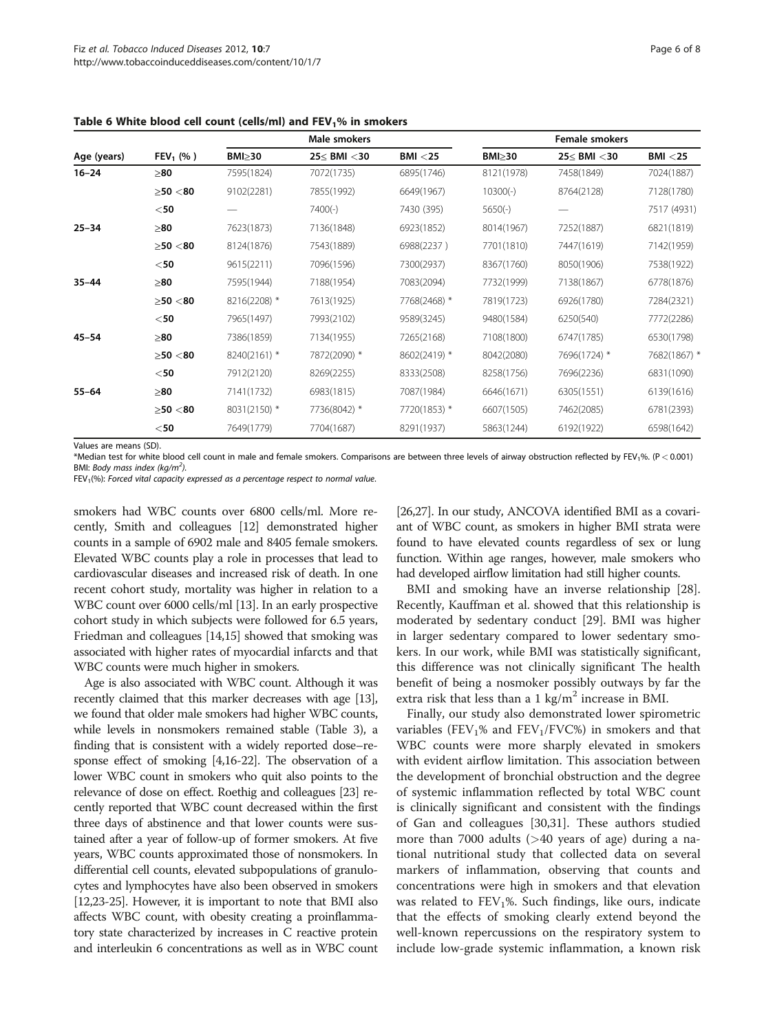**Table 6 White blood cell count (cells/ml) and $FEV_1$% in smokers**

| Age (years) | $FEV_1$ (%) | Male smokers | | | Female smokers | | |
|---|---|---|---|---|---|---|---|
| | | BMI≥30 | 25≤ BMI <30 | BMI <25 | BMI≥30 | 25≤ BMI <30 | BMI <25 |
| 16–24 | ≥80 | 7595(1824) | 7072(1735) | 6895(1746) | 8121(1978) | 7458(1849) | 7024(1887) |
| | ≥50 <80 | 9102(2281) | 7855(1992) | 6649(1967) | 10300(-) | 8764(2128) | 7128(1780) |
| | <50 | — | 7400(-) | 7430 (395) | 5650(-) | — | 7517 (4931) |
| 25–34 | ≥80 | 7623(1873) | 7136(1848) | 6923(1852) | 8014(1967) | 7252(1887) | 6821(1819) |
| | ≥50 <80 | 8124(1876) | 7543(1889) | 6988(2237 ) | 7701(1810) | 7447(1619) | 7142(1959) |
| | <50 | 9615(2211) | 7096(1596) | 7300(2937) | 8367(1760) | 8050(1906) | 7538(1922) |
| 35–44 | ≥80 | 7595(1944) | 7188(1954) | 7083(2094) | 7732(1999) | 7138(1867) | 6778(1876) |
| | ≥50 <80 | 8216(2208) * | 7613(1925) | 7768(2468) * | 7819(1723) | 6926(1780) | 7284(2321) |
| | <50 | 7965(1497) | 7993(2102) | 9589(3245) | 9480(1584) | 6250(540) | 7772(2286) |
| 45–54 | ≥80 | 7386(1859) | 7134(1955) | 7265(2168) | 7108(1800) | 6747(1785) | 6530(1798) |
| | ≥50 <80 | 8240(2161) * | 7872(2090) * | 8602(2419) * | 8042(2080) | 7696(1724) * | 7682(1867) * |
| | <50 | 7912(2120) | 8269(2255) | 8333(2508) | 8258(1756) | 7696(2236) | 6831(1090) |
| 55–64 | ≥80 | 7141(1732) | 6983(1815) | 7087(1984) | 6646(1671) | 6305(1551) | 6139(1616) |
| | ≥50 <80 | 8031(2150) * | 7736(8042) * | 7720(1853) * | 6607(1505) | 7462(2085) | 6781(2393) |
| | <50 | 7649(1779) | 7704(1687) | 8291(1937) | 5863(1244) | 6192(1922) | 6598(1642) |

Values are means (SD).
*Median test for white blood cell count in male and female smokers. Comparisons are between three levels of airway obstruction reflected by $FEV_1$%. ($P < 0.001$)
BMI: *Body mass index (kg/m$^2$).*
$FEV_1$(%): *Forced vital capacity expressed as a percentage respect to normal value.*

smokers had WBC counts over 6800 cells/ml. More recently, Smith and colleagues [12] demonstrated higher counts in a sample of 6902 male and 8405 female smokers. Elevated WBC counts play a role in processes that lead to cardiovascular diseases and increased risk of death. In one recent cohort study, mortality was higher in relation to a WBC count over 6000 cells/ml [13]. In an early prospective cohort study in which subjects were followed for 6.5 years, Friedman and colleagues [14,15] showed that smoking was associated with higher rates of myocardial infarcts and that WBC counts were much higher in smokers.

Age is also associated with WBC count. Although it was recently claimed that this marker decreases with age [13], we found that older male smokers had higher WBC counts, while levels in nonsmokers remained stable (Table 3), a finding that is consistent with a widely reported dose–response effect of smoking [4,16-22]. The observation of a lower WBC count in smokers who quit also points to the relevance of dose on effect. Roethig and colleagues [23] recently reported that WBC count decreased within the first three days of abstinence and that lower counts were sustained after a year of follow-up of former smokers. At five years, WBC counts approximated those of nonsmokers. In differential cell counts, elevated subpopulations of granulocytes and lymphocytes have also been observed in smokers [12,23-25]. However, it is important to note that BMI also affects WBC count, with obesity creating a proinflammatory state characterized by increases in C reactive protein and interleukin 6 concentrations as well as in WBC count [26,27]. In our study, ANCOVA identified BMI as a covariant of WBC count, as smokers in higher BMI strata were found to have elevated counts regardless of sex or lung function. Within age ranges, however, male smokers who had developed airflow limitation had still higher counts.

BMI and smoking have an inverse relationship [28]. Recently, Kauffman et al. showed that this relationship is moderated by sedentary conduct [29]. BMI was higher in larger sedentary compared to lower sedentary smokers. In our work, while BMI was statistically significant, this difference was not clinically significant The health benefit of being a nosmoker possibly outways by far the extra risk that less than a 1 kg/m$^2$ increase in BMI.

Finally, our study also demonstrated lower spirometric variables ($FEV_1$% and $FEV_1$/FVC%) in smokers and that WBC counts were more sharply elevated in smokers with evident airflow limitation. This association between the development of bronchial obstruction and the degree of systemic inflammation reflected by total WBC count is clinically significant and consistent with the findings of Gan and colleagues [30,31]. These authors studied more than 7000 adults (>40 years of age) during a national nutritional study that collected data on several markers of inflammation, observing that counts and concentrations were high in smokers and that elevation was related to $FEV_1$%. Such findings, like ours, indicate that the effects of smoking clearly extend beyond the well-known repercussions on the respiratory system to include low-grade systemic inflammation, a known risk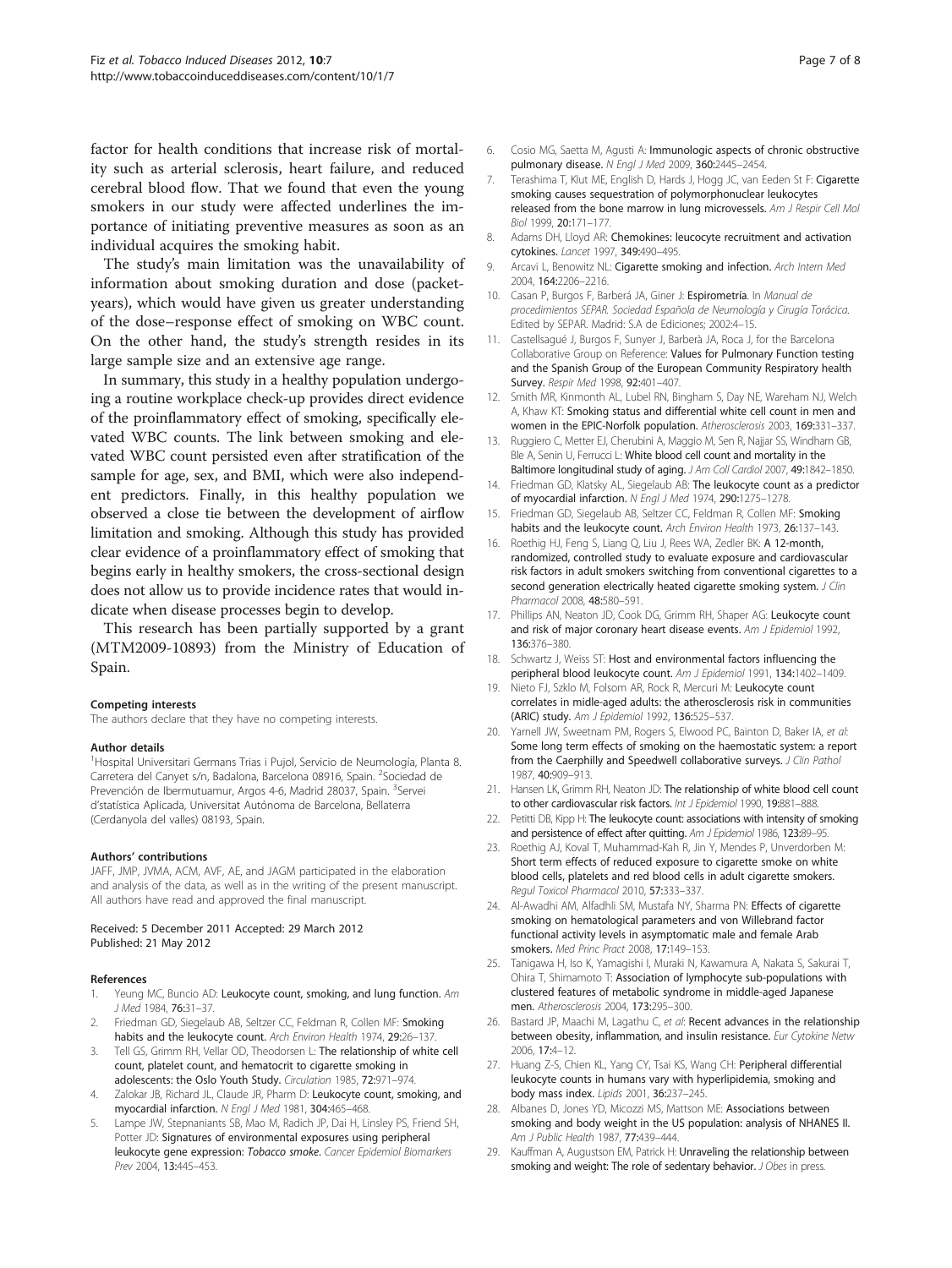factor for health conditions that increase risk of mortality such as arterial sclerosis, heart failure, and reduced cerebral blood flow. That we found that even the young smokers in our study were affected underlines the importance of initiating preventive measures as soon as an individual acquires the smoking habit.

The study's main limitation was the unavailability of information about smoking duration and dose (packet-years), which would have given us greater understanding of the dose–response effect of smoking on WBC count. On the other hand, the study's strength resides in its large sample size and an extensive age range.

In summary, this study in a healthy population undergoing a routine workplace check-up provides direct evidence of the proinflammatory effect of smoking, specifically elevated WBC counts. The link between smoking and elevated WBC count persisted even after stratification of the sample for age, sex, and BMI, which were also independent predictors. Finally, in this healthy population we observed a close tie between the development of airflow limitation and smoking. Although this study has provided clear evidence of a proinflammatory effect of smoking that begins early in healthy smokers, the cross-sectional design does not allow us to provide incidence rates that would indicate when disease processes begin to develop.

This research has been partially supported by a grant (MTM2009-10893) from the Ministry of Education of Spain.

#### Competing interests
The authors declare that they have no competing interests.

#### Author details
[1]Hospital Universitari Germans Trias i Pujol, Servicio de Neumología, Planta 8. Carretera del Canyet s/n, Badalona, Barcelona 08916, Spain. [2]Sociedad de Prevención de Ibermutuamur, Argos 4-6, Madrid 28037, Spain. [3]Servei d'statística Aplicada, Universitat Autónoma de Barcelona, Bellaterra (Cerdanyola del valles) 08193, Spain.

#### Authors' contributions
JAFF, JMP, JVMA, ACM, AVF, AE, and JAGM participated in the elaboration and analysis of the data, as well as in the writing of the present manuscript. All authors have read and approved the final manuscript.

Received: 5 December 2011 Accepted: 29 March 2012
Published: 21 May 2012

#### References
1. Yeung MC, Buncio AD: **Leukocyte count, smoking, and lung function.** *Am J Med* 1984, **76:**31–37.
2. Friedman GD, Siegelaub AB, Seltzer CC, Feldman R, Collen MF: **Smoking habits and the leukocyte count.** *Arch Environ Health* 1974, **29:**26–137.
3. Tell GS, Grimm RH, Vellar OD, Theodorsen L: **The relationship of white cell count, platelet count, and hematocrit to cigarette smoking in adolescents: the Oslo Youth Study.** *Circulation* 1985, **72:**971–974.
4. Zalokar JB, Richard JL, Claude JR, Pharm D: **Leukocyte count, smoking, and myocardial infarction.** *N Engl J Med* 1981, **304:**465–468.
5. Lampe JW, Stepnaniants SB, Mao M, Radich JP, Dai H, Linsley PS, Friend SH, Potter JD: **Signatures of environmental exposures using peripheral leukocyte gene expression:** ***Tobacco smoke.*** *Cancer Epidemiol Biomarkers Prev* 2004, **13:**445–453.
6. Cosio MG, Saetta M, Agusti A: **Immunologic aspects of chronic obstructive pulmonary disease.** *N Engl J Med* 2009, **360:**2445–2454.
7. Terashima T, Klut ME, English D, Hards J, Hogg JC, van Eeden St F: **Cigarette smoking causes sequestration of polymorphonuclear leukocytes released from the bone marrow in lung microvessels.** *Am J Respir Cell Mol Biol* 1999, **20:**171–177.
8. Adams DH, Lloyd AR: **Chemokines: leucocyte recruitment and activation cytokines.** *Lancet* 1997, **349:**490–495.
9. Arcavi L, Benowitz NL: **Cigarette smoking and infection.** *Arch Intern Med* 2004, **164:**2206–2216.
10. Casan P, Burgos F, Barberá JA, Giner J: **Espirometría.** In *Manual de procedimientos SEPAR. Sociedad Española de Neumología y Cirugía Torácica.* Edited by SEPAR. Madrid: S.A de Ediciones; 2002:4–15.
11. Castellsagué J, Burgos F, Sunyer J, Barberà JA, Roca J, for the Barcelona Collaborative Group on Reference: **Values for Pulmonary Function testing and the Spanish Group of the European Community Respiratory health Survey.** *Respir Med* 1998, **92:**401–407.
12. Smith MR, Kinmonth AL, Lubel RN, Bingham S, Day NE, Wareham NJ, Welch A, Khaw KT: **Smoking status and differential white cell count in men and women in the EPIC-Norfolk population.** *Atherosclerosis* 2003, **169:**331–337.
13. Ruggiero C, Metter EJ, Cherubini A, Maggio M, Sen R, Najjar SS, Windham GB, Ble A, Senin U, Ferrucci L: **White blood cell count and mortality in the Baltimore longitudinal study of aging.** *J Am Coll Cardiol* 2007, **49:**1842–1850.
14. Friedman GD, Klatsky AL, Siegelaub AB: **The leukocyte count as a predictor of myocardial infarction.** *N Engl J Med* 1974, **290:**1275–1278.
15. Friedman GD, Siegelaub AB, Seltzer CC, Feldman R, Collen MF: **Smoking habits and the leukocyte count.** *Arch Environ Health* 1973, **26:**137–143.
16. Roethig HJ, Feng S, Liang Q, Liu J, Rees WA, Zedler BK: **A 12-month, randomized, controlled study to evaluate exposure and cardiovascular risk factors in adult smokers switching from conventional cigarettes to a second generation electrically heated cigarette smoking system.** *J Clin Pharmacol* 2008, **48:**580–591.
17. Phillips AN, Neaton JD, Cook DG, Grimm RH, Shaper AG: **Leukocyte count and risk of major coronary heart disease events.** *Am J Epidemiol* 1992, **136:**376–380.
18. Schwartz J, Weiss ST: **Host and environmental factors influencing the peripheral blood leukocyte count.** *Am J Epidemiol* 1991, **134:**1402–1409.
19. Nieto FJ, Szklo M, Folsom AR, Rock R, Mercuri M: **Leukocyte count correlates in midle-aged adults: the atherosclerosis risk in communities (ARIC) study.** *Am J Epidemiol* 1992, **136:**525–537.
20. Yarnell JW, Sweetnam PM, Rogers S, Elwood PC, Bainton D, Baker IA, *et al*: **Some long term effects of smoking on the haemostatic system: a report from the Caerphilly and Speedwell collaborative surveys.** *J Clin Pathol* 1987, **40:**909–913.
21. Hansen LK, Grimm RH, Neaton JD: **The relationship of white blood cell count to other cardiovascular risk factors.** *Int J Epidemiol* 1990, **19:**881–888.
22. Petitti DB, Kipp H: **The leukocyte count: associations with intensity of smoking and persistence of effect after quitting.** *Am J Epidemiol* 1986, **123:**89–95.
23. Roethig AJ, Koval T, Muhammad-Kah R, Jin Y, Mendes P, Unverdorben M: **Short term effects of reduced exposure to cigarette smoke on white blood cells, platelets and red blood cells in adult cigarette smokers.** *Regul Toxicol Pharmacol* 2010, **57:**333–337.
24. Al-Awadhi AM, Alfadhli SM, Mustafa NY, Sharma PN: **Effects of cigarette smoking on hematological parameters and von Willebrand factor functional activity levels in asymptomatic male and female Arab smokers.** *Med Princ Pract* 2008, **17:**149–153.
25. Tanigawa H, Iso K, Yamagishi I, Muraki N, Kawamura A, Nakata S, Sakurai T, Ohira T, Shimamoto T: **Association of lymphocyte sub-populations with clustered features of metabolic syndrome in middle-aged Japanese men.** *Atherosclerosis* 2004, **173:**295–300.
26. Bastard JP, Maachi M, Lagathu C, *et al*: **Recent advances in the relationship between obesity, inflammation, and insulin resistance.** *Eur Cytokine Netw* 2006, **17:**4–12.
27. Huang Z-S, Chien KL, Yang CY, Tsai KS, Wang CH: **Peripheral differential leukocyte counts in humans vary with hyperlipidemia, smoking and body mass index.** *Lipids* 2001, **36:**237–245.
28. Albanes D, Jones YD, Micozzi MS, Mattson ME: **Associations between smoking and body weight in the US population: analysis of NHANES II.** *Am J Public Health* 1987, **77:**439–444.
29. Kauffman A, Augustson EM, Patrick H: **Unraveling the relationship between smoking and weight: The role of sedentary behavior.** *J Obes* in press.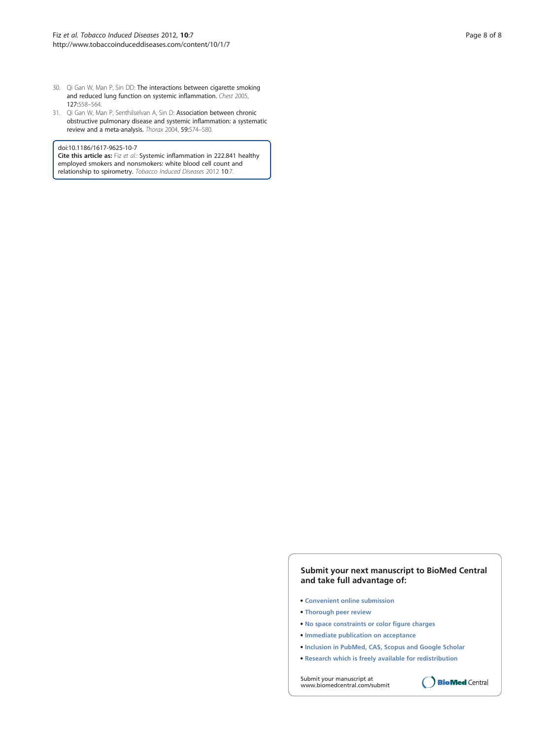30. Qi Gan W, Man P, Sin DD: The interactions between cigarette smoking and reduced lung function on systemic inflammation. *Chest* 2005, **127**:558–564.
31. Qi Gan W, Man P, Senthilselvan A, Sin D: Association between chronic obstructive pulmonary disease and systemic inflammation: a systematic review and a meta-analysis. *Thorax* 2004, **59**:574–580.

doi:10.1186/1617-9625-10-7

**Cite this article as:** Fiz *et al.*: Systemic inflammation in 222.841 healthy employed smokers and nonsmokers: white blood cell count and relationship to spirometry. *Tobacco Induced Diseases* 2012 **10**:7.

**Submit your next manuscript to BioMed Central and take full advantage of:**

- **Convenient online submission**
- **Thorough peer review**
- **No space constraints or color figure charges**
- **Immediate publication on acceptance**
- **Inclusion in PubMed, CAS, Scopus and Google Scholar**
- **Research which is freely available for redistribution**

Submit your manuscript at
www.biomedcentral.com/submit

BioMed Central